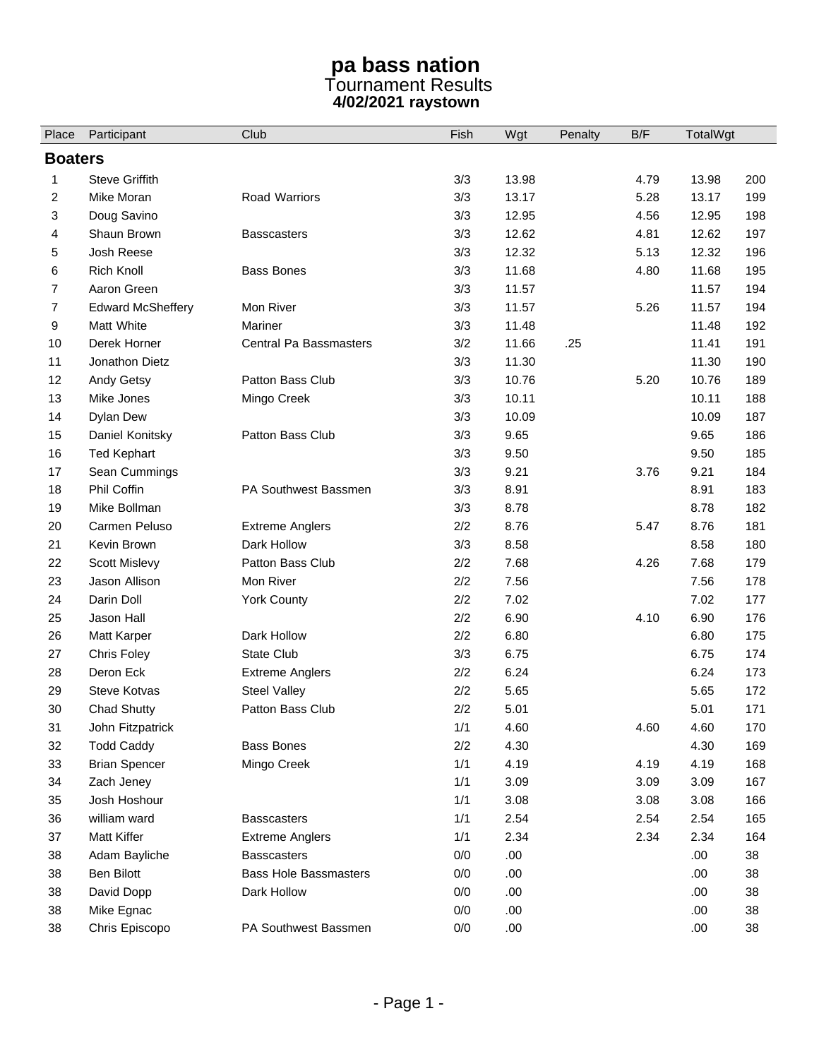# pa bass nation

## Tournament Results

### 4/02/2021 raystown

| Place | Participant | Club | Fish | Wgt | Penalty | B/F | TotalWgt | |
|---|---|---|---|---|---|---|---|---|
| **Boaters** | | | | | | | | |
| 1 | Steve Griffith | | 3/3 | 13.98 | | 4.79 | 13.98 | 200 |
| 2 | Mike Moran | Road Warriors | 3/3 | 13.17 | | 5.28 | 13.17 | 199 |
| 3 | Doug Savino | | 3/3 | 12.95 | | 4.56 | 12.95 | 198 |
| 4 | Shaun Brown | Basscasters | 3/3 | 12.62 | | 4.81 | 12.62 | 197 |
| 5 | Josh Reese | | 3/3 | 12.32 | | 5.13 | 12.32 | 196 |
| 6 | Rich Knoll | Bass Bones | 3/3 | 11.68 | | 4.80 | 11.68 | 195 |
| 7 | Aaron Green | | 3/3 | 11.57 | | | 11.57 | 194 |
| 7 | Edward McSheffery | Mon River | 3/3 | 11.57 | | 5.26 | 11.57 | 194 |
| 9 | Matt White | Mariner | 3/3 | 11.48 | | | 11.48 | 192 |
| 10 | Derek Horner | Central Pa Bassmasters | 3/2 | 11.66 | .25 | | 11.41 | 191 |
| 11 | Jonathon Dietz | | 3/3 | 11.30 | | | 11.30 | 190 |
| 12 | Andy Getsy | Patton Bass Club | 3/3 | 10.76 | | 5.20 | 10.76 | 189 |
| 13 | Mike Jones | Mingo Creek | 3/3 | 10.11 | | | 10.11 | 188 |
| 14 | Dylan Dew | | 3/3 | 10.09 | | | 10.09 | 187 |
| 15 | Daniel Konitsky | Patton Bass Club | 3/3 | 9.65 | | | 9.65 | 186 |
| 16 | Ted Kephart | | 3/3 | 9.50 | | | 9.50 | 185 |
| 17 | Sean Cummings | | 3/3 | 9.21 | | 3.76 | 9.21 | 184 |
| 18 | Phil Coffin | PA Southwest Bassmen | 3/3 | 8.91 | | | 8.91 | 183 |
| 19 | Mike Bollman | | 3/3 | 8.78 | | | 8.78 | 182 |
| 20 | Carmen Peluso | Extreme Anglers | 2/2 | 8.76 | | 5.47 | 8.76 | 181 |
| 21 | Kevin Brown | Dark Hollow | 3/3 | 8.58 | | | 8.58 | 180 |
| 22 | Scott Mislevy | Patton Bass Club | 2/2 | 7.68 | | 4.26 | 7.68 | 179 |
| 23 | Jason Allison | Mon River | 2/2 | 7.56 | | | 7.56 | 178 |
| 24 | Darin Doll | York County | 2/2 | 7.02 | | | 7.02 | 177 |
| 25 | Jason Hall | | 2/2 | 6.90 | | 4.10 | 6.90 | 176 |
| 26 | Matt Karper | Dark Hollow | 2/2 | 6.80 | | | 6.80 | 175 |
| 27 | Chris Foley | State Club | 3/3 | 6.75 | | | 6.75 | 174 |
| 28 | Deron Eck | Extreme Anglers | 2/2 | 6.24 | | | 6.24 | 173 |
| 29 | Steve Kotvas | Steel Valley | 2/2 | 5.65 | | | 5.65 | 172 |
| 30 | Chad Shutty | Patton Bass Club | 2/2 | 5.01 | | | 5.01 | 171 |
| 31 | John Fitzpatrick | | 1/1 | 4.60 | | 4.60 | 4.60 | 170 |
| 32 | Todd Caddy | Bass Bones | 2/2 | 4.30 | | | 4.30 | 169 |
| 33 | Brian Spencer | Mingo Creek | 1/1 | 4.19 | | 4.19 | 4.19 | 168 |
| 34 | Zach Jeney | | 1/1 | 3.09 | | 3.09 | 3.09 | 167 |
| 35 | Josh Hoshour | | 1/1 | 3.08 | | 3.08 | 3.08 | 166 |
| 36 | william ward | Basscasters | 1/1 | 2.54 | | 2.54 | 2.54 | 165 |
| 37 | Matt Kiffer | Extreme Anglers | 1/1 | 2.34 | | 2.34 | 2.34 | 164 |
| 38 | Adam Bayliche | Basscasters | 0/0 | .00 | | | .00 | 38 |
| 38 | Ben Bilott | Bass Hole Bassmasters | 0/0 | .00 | | | .00 | 38 |
| 38 | David Dopp | Dark Hollow | 0/0 | .00 | | | .00 | 38 |
| 38 | Mike Egnac | | 0/0 | .00 | | | .00 | 38 |
| 38 | Chris Episcopo | PA Southwest Bassmen | 0/0 | .00 | | | .00 | 38 |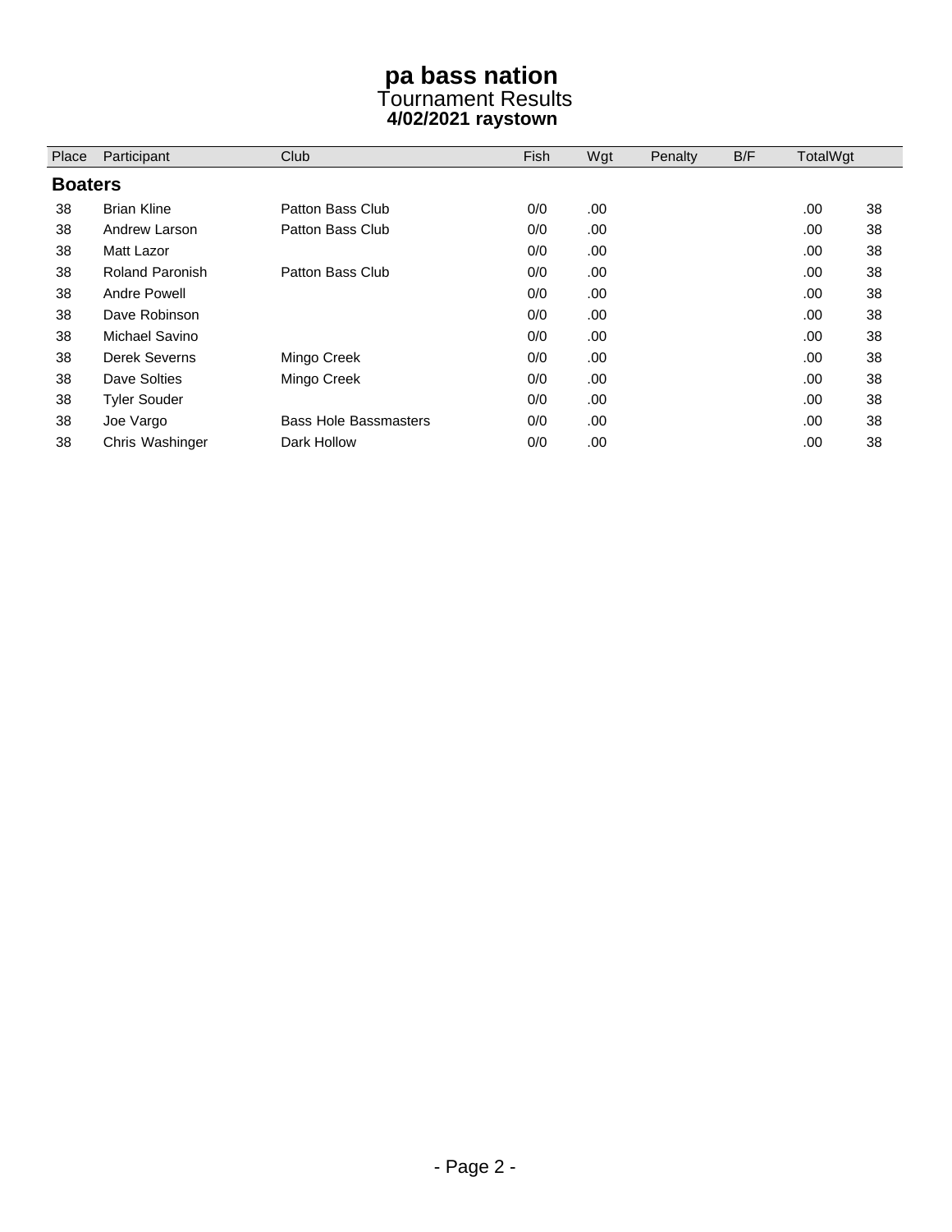# pa bass nation
Tournament Results
**4/02/2021 raystown**

| Place | Participant | Club | Fish | Wgt | Penalty | B/F | TotalWgt | |
|---|---|---|---|---|---|---|---|---|
| **Boaters** | | | | | | | | |
| 38 | Brian Kline | Patton Bass Club | 0/0 | .00 | | | .00 | 38 |
| 38 | Andrew Larson | Patton Bass Club | 0/0 | .00 | | | .00 | 38 |
| 38 | Matt Lazor | | 0/0 | .00 | | | .00 | 38 |
| 38 | Roland Paronish | Patton Bass Club | 0/0 | .00 | | | .00 | 38 |
| 38 | Andre Powell | | 0/0 | .00 | | | .00 | 38 |
| 38 | Dave Robinson | | 0/0 | .00 | | | .00 | 38 |
| 38 | Michael Savino | | 0/0 | .00 | | | .00 | 38 |
| 38 | Derek Severns | Mingo Creek | 0/0 | .00 | | | .00 | 38 |
| 38 | Dave Solties | Mingo Creek | 0/0 | .00 | | | .00 | 38 |
| 38 | Tyler Souder | | 0/0 | .00 | | | .00 | 38 |
| 38 | Joe Vargo | Bass Hole Bassmasters | 0/0 | .00 | | | .00 | 38 |
| 38 | Chris Washinger | Dark Hollow | 0/0 | .00 | | | .00 | 38 |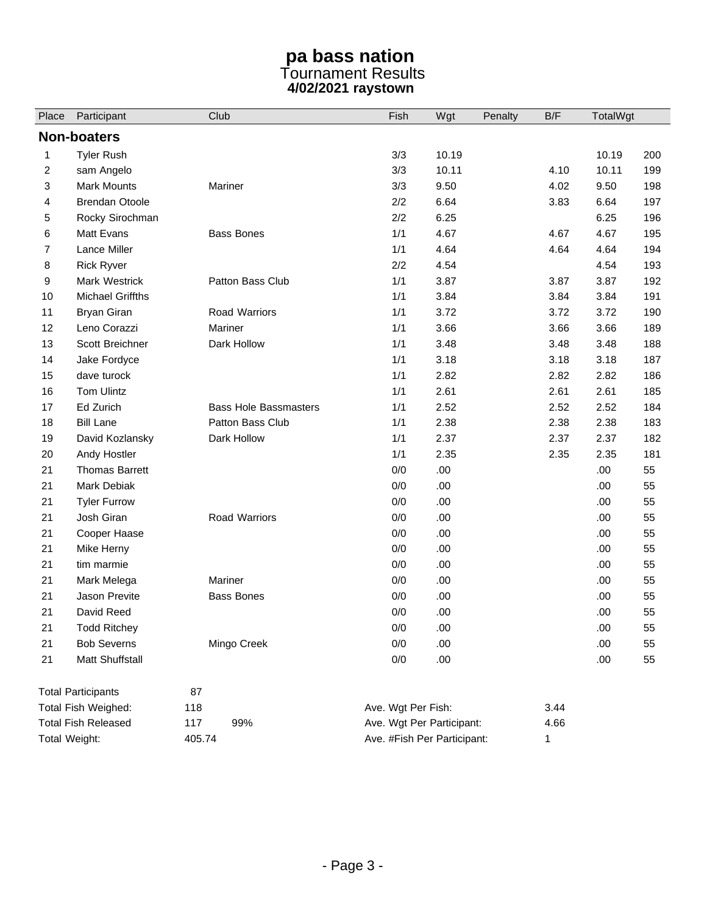# pa bass nation

## Tournament Results

**4/02/2021 raystown**

| Place | Participant | Club | Fish | Wgt | Penalty | B/F | TotalWgt | |
|---|---|---|---|---|---|---|---|---|
| **Non-boaters** | | | | | | | | |
| 1 | Tyler Rush | | 3/3 | 10.19 | | | 10.19 | 200 |
| 2 | sam Angelo | | 3/3 | 10.11 | | 4.10 | 10.11 | 199 |
| 3 | Mark Mounts | Mariner | 3/3 | 9.50 | | 4.02 | 9.50 | 198 |
| 4 | Brendan Otoole | | 2/2 | 6.64 | | 3.83 | 6.64 | 197 |
| 5 | Rocky Sirochman | | 2/2 | 6.25 | | | 6.25 | 196 |
| 6 | Matt Evans | Bass Bones | 1/1 | 4.67 | | 4.67 | 4.67 | 195 |
| 7 | Lance Miller | | 1/1 | 4.64 | | 4.64 | 4.64 | 194 |
| 8 | Rick Ryver | | 2/2 | 4.54 | | | 4.54 | 193 |
| 9 | Mark Westrick | Patton Bass Club | 1/1 | 3.87 | | 3.87 | 3.87 | 192 |
| 10 | Michael Griffths | | 1/1 | 3.84 | | 3.84 | 3.84 | 191 |
| 11 | Bryan Giran | Road Warriors | 1/1 | 3.72 | | 3.72 | 3.72 | 190 |
| 12 | Leno Corazzi | Mariner | 1/1 | 3.66 | | 3.66 | 3.66 | 189 |
| 13 | Scott Breichner | Dark Hollow | 1/1 | 3.48 | | 3.48 | 3.48 | 188 |
| 14 | Jake Fordyce | | 1/1 | 3.18 | | 3.18 | 3.18 | 187 |
| 15 | dave turock | | 1/1 | 2.82 | | 2.82 | 2.82 | 186 |
| 16 | Tom Ulintz | | 1/1 | 2.61 | | 2.61 | 2.61 | 185 |
| 17 | Ed Zurich | Bass Hole Bassmasters | 1/1 | 2.52 | | 2.52 | 2.52 | 184 |
| 18 | Bill Lane | Patton Bass Club | 1/1 | 2.38 | | 2.38 | 2.38 | 183 |
| 19 | David Kozlansky | Dark Hollow | 1/1 | 2.37 | | 2.37 | 2.37 | 182 |
| 20 | Andy Hostler | | 1/1 | 2.35 | | 2.35 | 2.35 | 181 |
| 21 | Thomas Barrett | | 0/0 | .00 | | | .00 | 55 |
| 21 | Mark Debiak | | 0/0 | .00 | | | .00 | 55 |
| 21 | Tyler Furrow | | 0/0 | .00 | | | .00 | 55 |
| 21 | Josh Giran | Road Warriors | 0/0 | .00 | | | .00 | 55 |
| 21 | Cooper Haase | | 0/0 | .00 | | | .00 | 55 |
| 21 | Mike Herny | | 0/0 | .00 | | | .00 | 55 |
| 21 | tim marmie | | 0/0 | .00 | | | .00 | 55 |
| 21 | Mark Melega | Mariner | 0/0 | .00 | | | .00 | 55 |
| 21 | Jason Previte | Bass Bones | 0/0 | .00 | | | .00 | 55 |
| 21 | David Reed | | 0/0 | .00 | | | .00 | 55 |
| 21 | Todd Ritchey | | 0/0 | .00 | | | .00 | 55 |
| 21 | Bob Severns | Mingo Creek | 0/0 | .00 | | | .00 | 55 |
| 21 | Matt Shuffstall | | 0/0 | .00 | | | .00 | 55 |

| | | | | |
|---|---|---|---|---|
| Total Participants | 87 | | | |
| Total Fish Weighed: | 118 | | Ave. Wgt Per Fish: | 3.44 |
| Total Fish Released | 117 | 99% | Ave. Wgt Per Participant: | 4.66 |
| Total Weight: | 405.74 | | Ave. #Fish Per Participant: | 1 |